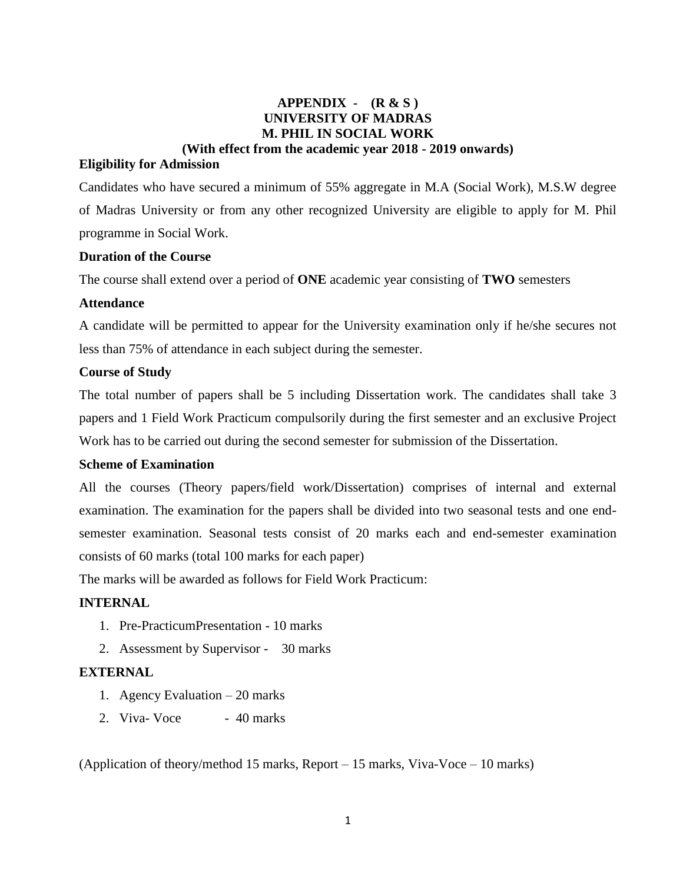# APPENDIX - (R & S)
# UNIVERSITY OF MADRAS
# M. PHIL IN SOCIAL WORK
## (With effect from the academic year 2018 - 2019 onwards)

**Eligibility for Admission**

Candidates who have secured a minimum of 55% aggregate in M.A (Social Work), M.S.W degree of Madras University or from any other recognized University are eligible to apply for M. Phil programme in Social Work.

**Duration of the Course**

The course shall extend over a period of **ONE** academic year consisting of **TWO** semesters

**Attendance**

A candidate will be permitted to appear for the University examination only if he/she secures not less than 75% of attendance in each subject during the semester.

**Course of Study**

The total number of papers shall be 5 including Dissertation work. The candidates shall take 3 papers and 1 Field Work Practicum compulsorily during the first semester and an exclusive Project Work has to be carried out during the second semester for submission of the Dissertation.

**Scheme of Examination**

All the courses (Theory papers/field work/Dissertation) comprises of internal and external examination. The examination for the papers shall be divided into two seasonal tests and one end-semester examination. Seasonal tests consist of 20 marks each and end-semester examination consists of 60 marks (total 100 marks for each paper)

The marks will be awarded as follows for Field Work Practicum:

**INTERNAL**

1. Pre-PracticumPresentation - 10 marks
2. Assessment by Supervisor - 30 marks

**EXTERNAL**

1. Agency Evaluation – 20 marks
2. Viva- Voce - 40 marks

(Application of theory/method 15 marks, Report – 15 marks, Viva-Voce – 10 marks)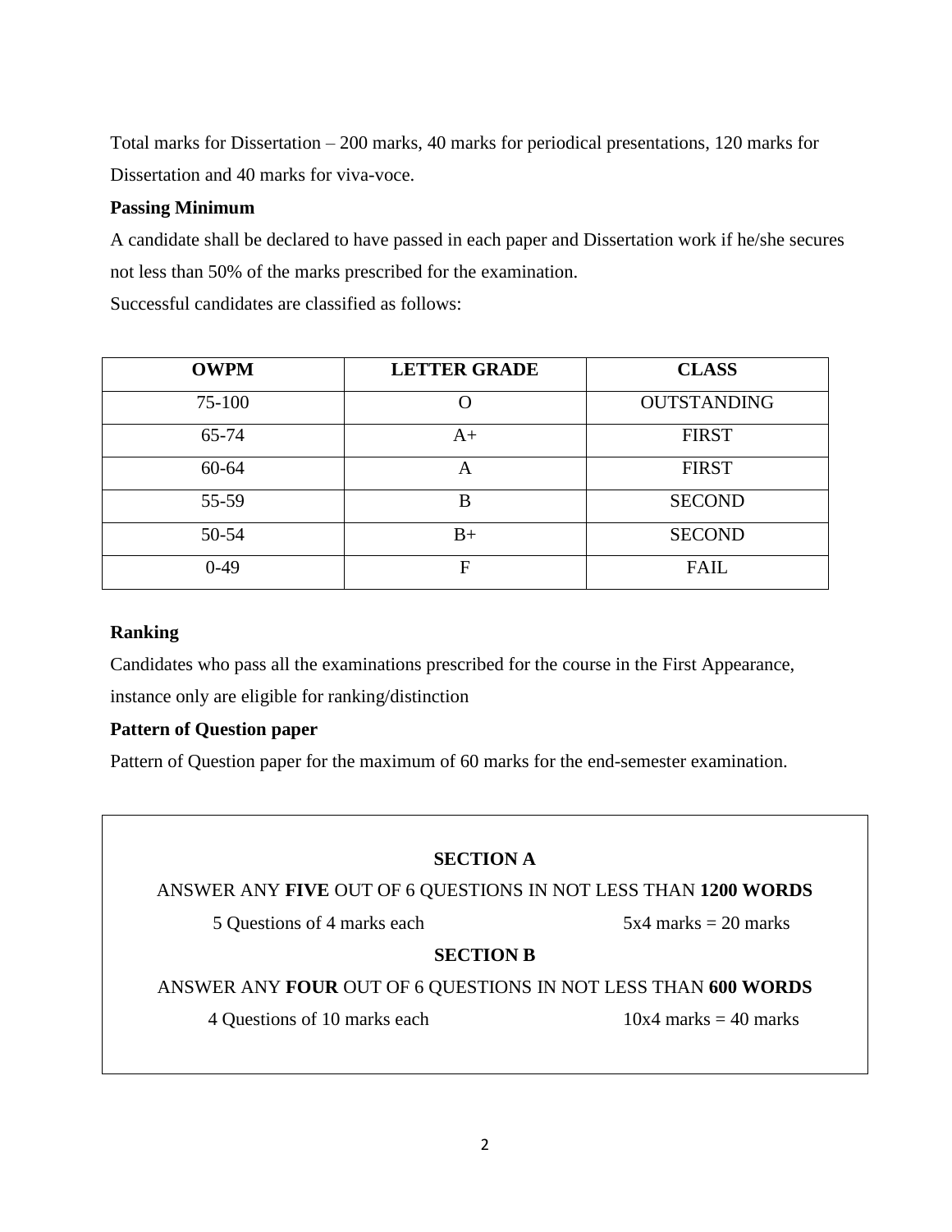Total marks for Dissertation – 200 marks, 40 marks for periodical presentations, 120 marks for Dissertation and 40 marks for viva-voce.

**Passing Minimum**

A candidate shall be declared to have passed in each paper and Dissertation work if he/she secures not less than 50% of the marks prescribed for the examination.

Successful candidates are classified as follows:

| OWPM | LETTER GRADE | CLASS |
|---|---|---|
| 75-100 | O | OUTSTANDING |
| 65-74 | A+ | FIRST |
| 60-64 | A | FIRST |
| 55-59 | B | SECOND |
| 50-54 | B+ | SECOND |
| 0-49 | F | FAIL |

**Ranking**

Candidates who pass all the examinations prescribed for the course in the First Appearance, instance only are eligible for ranking/distinction

**Pattern of Question paper**

Pattern of Question paper for the maximum of 60 marks for the end-semester examination.

**SECTION A**

ANSWER ANY **FIVE** OUT OF 6 QUESTIONS IN NOT LESS THAN **1200 WORDS**

5 Questions of 4 marks each 5x4 marks = 20 marks

**SECTION B**

ANSWER ANY **FOUR** OUT OF 6 QUESTIONS IN NOT LESS THAN **600 WORDS**

4 Questions of 10 marks each 10x4 marks = 40 marks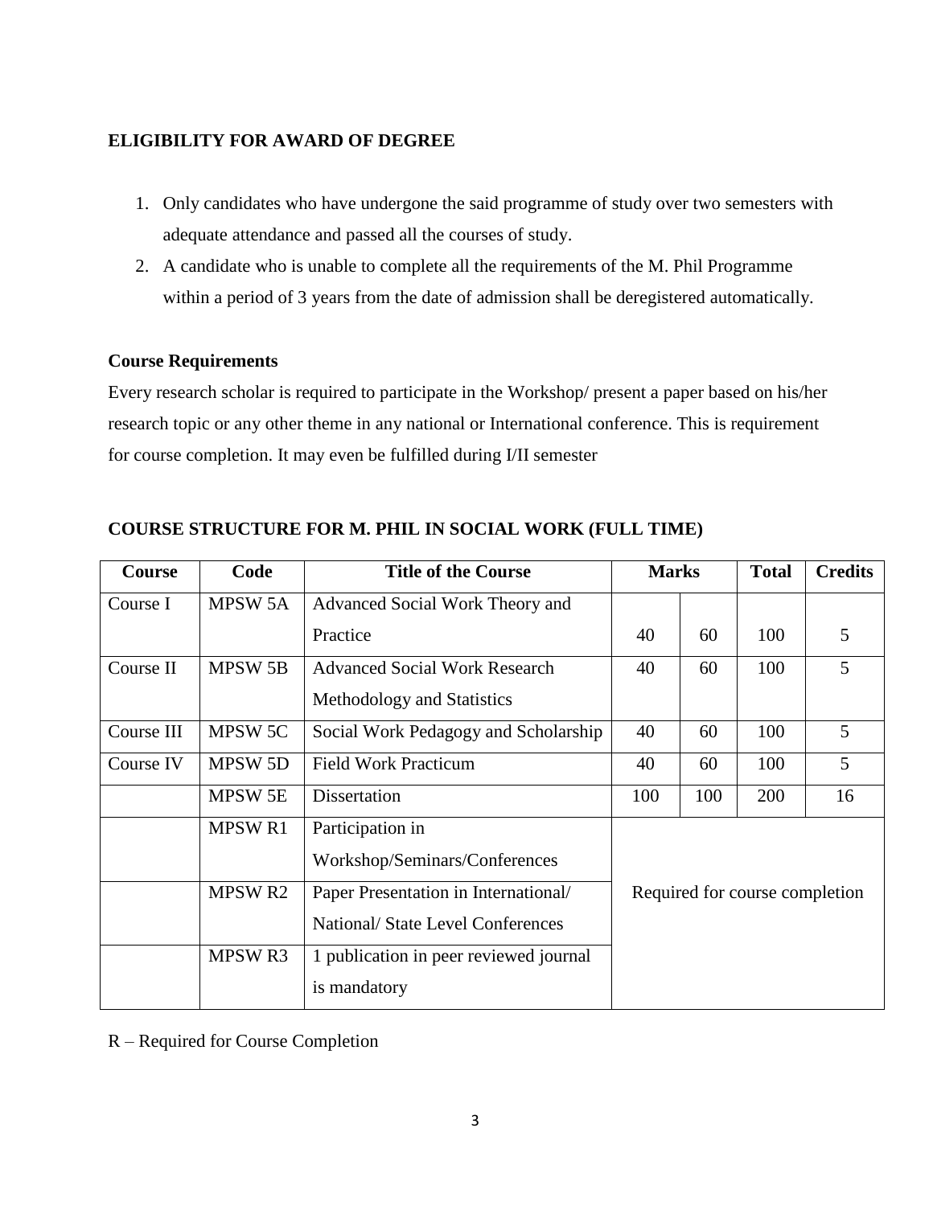### ELIGIBILITY FOR AWARD OF DEGREE

1. Only candidates who have undergone the said programme of study over two semesters with adequate attendance and passed all the courses of study.
2. A candidate who is unable to complete all the requirements of the M. Phil Programme within a period of 3 years from the date of admission shall be deregistered automatically.

**Course Requirements**

Every research scholar is required to participate in the Workshop/ present a paper based on his/her research topic or any other theme in any national or International conference. This is requirement for course completion. It may even be fulfilled during I/II semester

### COURSE STRUCTURE FOR M. PHIL IN SOCIAL WORK (FULL TIME)

| Course | Code | Title of the Course | Marks | | Total | Credits |
|---|---|---|---|---|---|---|
| Course I | MPSW 5A | Advanced Social Work Theory and Practice | 40 | 60 | 100 | 5 |
| Course II | MPSW 5B | Advanced Social Work Research Methodology and Statistics | 40 | 60 | 100 | 5 |
| Course III | MPSW 5C | Social Work Pedagogy and Scholarship | 40 | 60 | 100 | 5 |
| Course IV | MPSW 5D | Field Work Practicum | 40 | 60 | 100 | 5 |
| | MPSW 5E | Dissertation | 100 | 100 | 200 | 16 |
| | MPSW R1 | Participation in Workshop/Seminars/Conferences | Required for course completion | | | |
| | MPSW R2 | Paper Presentation in International/ National/ State Level Conferences | | | | |
| | MPSW R3 | 1 publication in peer reviewed journal is mandatory | | | | |

R – Required for Course Completion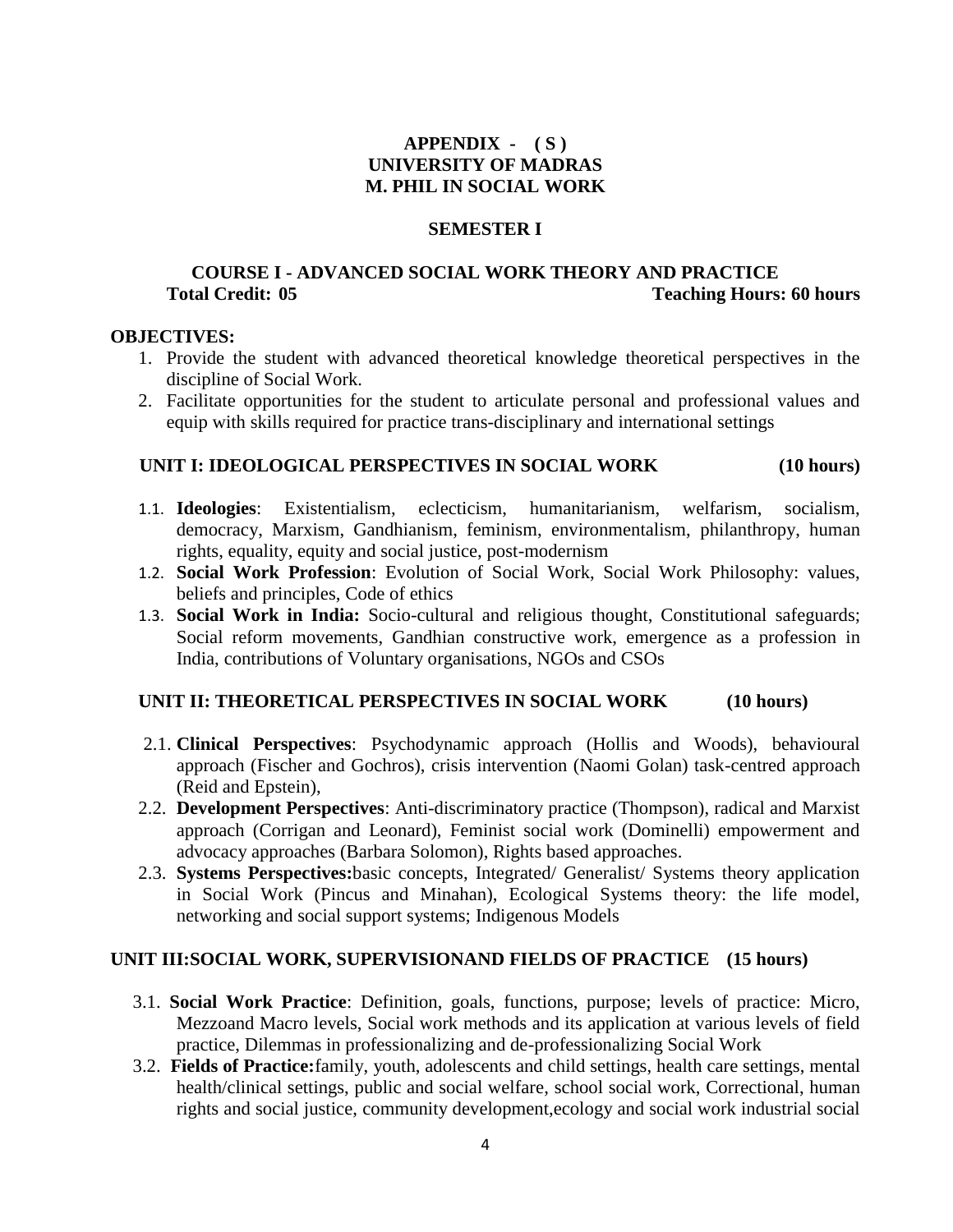**APPENDIX - ( S )**
**UNIVERSITY OF MADRAS**
**M. PHIL IN SOCIAL WORK**

**SEMESTER I**

## COURSE I - ADVANCED SOCIAL WORK THEORY AND PRACTICE

**Total Credit: 05** **Teaching Hours: 60 hours**

**OBJECTIVES:**

1. Provide the student with advanced theoretical knowledge theoretical perspectives in the discipline of Social Work.
2. Facilitate opportunities for the student to articulate personal and professional values and equip with skills required for practice trans-disciplinary and international settings

### UNIT I: IDEOLOGICAL PERSPECTIVES IN SOCIAL WORK (10 hours)

1.1. **Ideologies**: Existentialism, eclecticism, humanitarianism, welfarism, socialism, democracy, Marxism, Gandhianism, feminism, environmentalism, philanthropy, human rights, equality, equity and social justice, post-modernism

1.2. **Social Work Profession**: Evolution of Social Work, Social Work Philosophy: values, beliefs and principles, Code of ethics

1.3. **Social Work in India:** Socio-cultural and religious thought, Constitutional safeguards; Social reform movements, Gandhian constructive work, emergence as a profession in India, contributions of Voluntary organisations, NGOs and CSOs

### UNIT II: THEORETICAL PERSPECTIVES IN SOCIAL WORK (10 hours)

2.1. **Clinical Perspectives**: Psychodynamic approach (Hollis and Woods), behavioural approach (Fischer and Gochros), crisis intervention (Naomi Golan) task-centred approach (Reid and Epstein),

2.2. **Development Perspectives**: Anti-discriminatory practice (Thompson), radical and Marxist approach (Corrigan and Leonard), Feminist social work (Dominelli) empowerment and advocacy approaches (Barbara Solomon), Rights based approaches.

2.3. **Systems Perspectives:**basic concepts, Integrated/ Generalist/ Systems theory application in Social Work (Pincus and Minahan), Ecological Systems theory: the life model, networking and social support systems; Indigenous Models

### UNIT III:SOCIAL WORK, SUPERVISIONAND FIELDS OF PRACTICE (15 hours)

3.1. **Social Work Practice**: Definition, goals, functions, purpose; levels of practice: Micro, Mezzoand Macro levels, Social work methods and its application at various levels of field practice, Dilemmas in professionalizing and de-professionalizing Social Work

3.2. **Fields of Practice:**family, youth, adolescents and child settings, health care settings, mental health/clinical settings, public and social welfare, school social work, Correctional, human rights and social justice, community development,ecology and social work industrial social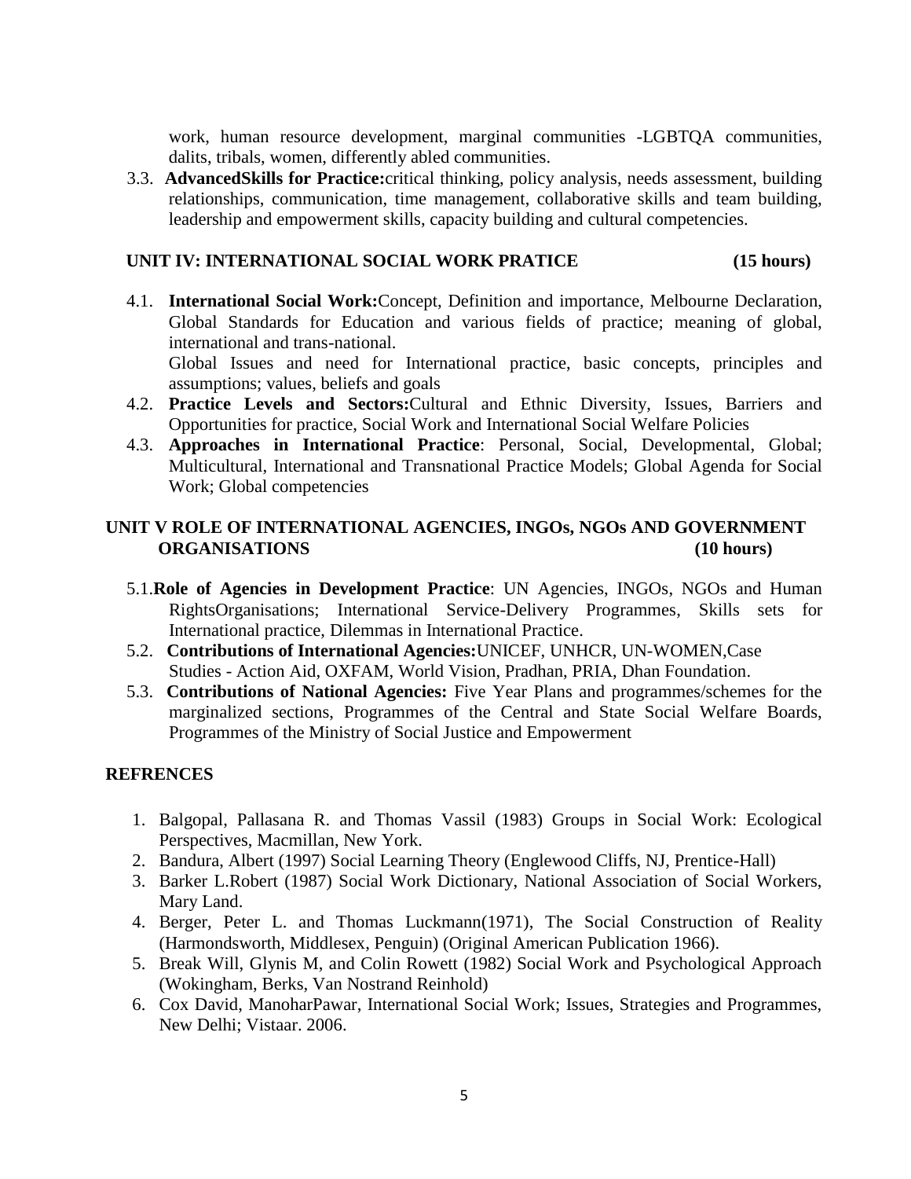work, human resource development, marginal communities -LGBTQA communities, dalits, tribals, women, differently abled communities.

3.3. **AdvancedSkills for Practice:**critical thinking, policy analysis, needs assessment, building relationships, communication, time management, collaborative skills and team building, leadership and empowerment skills, capacity building and cultural competencies.

## UNIT IV: INTERNATIONAL SOCIAL WORK PRATICE (15 hours)

4.1. **International Social Work:**Concept, Definition and importance, Melbourne Declaration, Global Standards for Education and various fields of practice; meaning of global, international and trans-national.
Global Issues and need for International practice, basic concepts, principles and assumptions; values, beliefs and goals

4.2. **Practice Levels and Sectors:**Cultural and Ethnic Diversity, Issues, Barriers and Opportunities for practice, Social Work and International Social Welfare Policies

4.3. **Approaches in International Practice**: Personal, Social, Developmental, Global; Multicultural, International and Transnational Practice Models; Global Agenda for Social Work; Global competencies

## UNIT V ROLE OF INTERNATIONAL AGENCIES, INGOs, NGOs AND GOVERNMENT ORGANISATIONS (10 hours)

5.1.**Role of Agencies in Development Practice**: UN Agencies, INGOs, NGOs and Human RightsOrganisations; International Service-Delivery Programmes, Skills sets for International practice, Dilemmas in International Practice.

5.2. **Contributions of International Agencies:**UNICEF, UNHCR, UN-WOMEN,Case Studies - Action Aid, OXFAM, World Vision, Pradhan, PRIA, Dhan Foundation.

5.3. **Contributions of National Agencies:** Five Year Plans and programmes/schemes for the marginalized sections, Programmes of the Central and State Social Welfare Boards, Programmes of the Ministry of Social Justice and Empowerment

## REFRENCES

1. Balgopal, Pallasana R. and Thomas Vassil (1983) Groups in Social Work: Ecological Perspectives, Macmillan, New York.
2. Bandura, Albert (1997) Social Learning Theory (Englewood Cliffs, NJ, Prentice-Hall)
3. Barker L.Robert (1987) Social Work Dictionary, National Association of Social Workers, Mary Land.
4. Berger, Peter L. and Thomas Luckmann(1971), The Social Construction of Reality (Harmondsworth, Middlesex, Penguin) (Original American Publication 1966).
5. Break Will, Glynis M, and Colin Rowett (1982) Social Work and Psychological Approach (Wokingham, Berks, Van Nostrand Reinhold)
6. Cox David, ManoharPawar, International Social Work; Issues, Strategies and Programmes, New Delhi; Vistaar. 2006.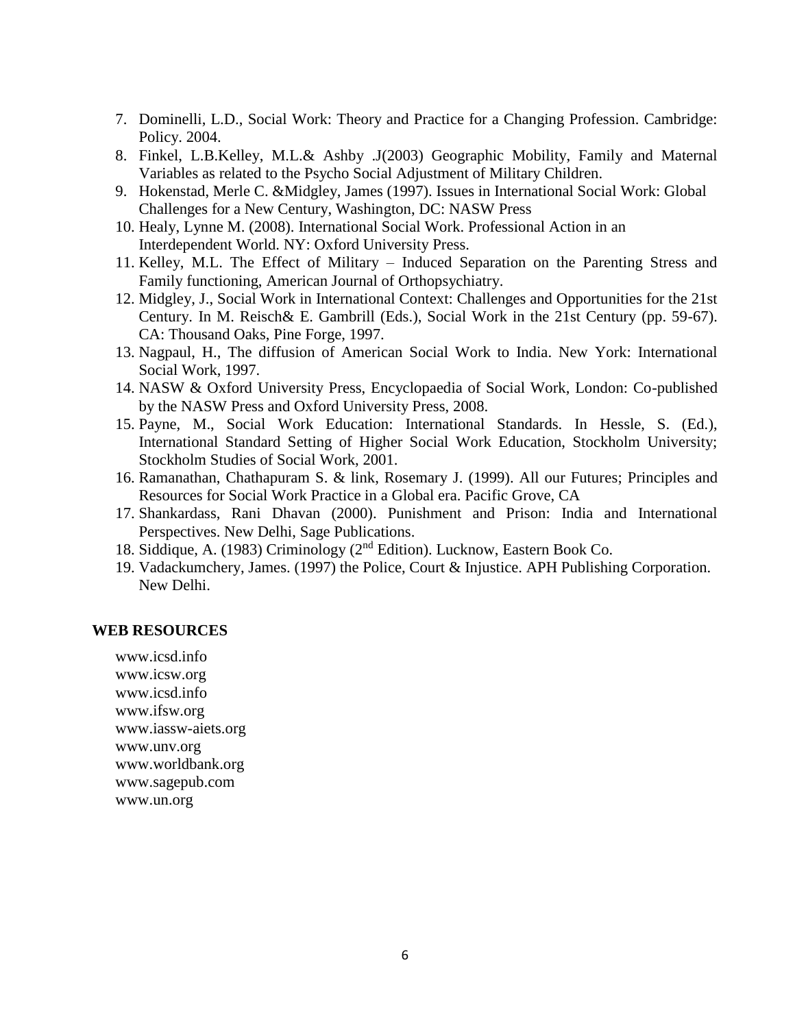7. Dominelli, L.D., Social Work: Theory and Practice for a Changing Profession. Cambridge: Policy. 2004.
8. Finkel, L.B.Kelley, M.L.& Ashby .J(2003) Geographic Mobility, Family and Maternal Variables as related to the Psycho Social Adjustment of Military Children.
9. Hokenstad, Merle C. &Midgley, James (1997). Issues in International Social Work: Global Challenges for a New Century, Washington, DC: NASW Press
10. Healy, Lynne M. (2008). International Social Work. Professional Action in an Interdependent World. NY: Oxford University Press.
11. Kelley, M.L. The Effect of Military – Induced Separation on the Parenting Stress and Family functioning, American Journal of Orthopsychiatry.
12. Midgley, J., Social Work in International Context: Challenges and Opportunities for the 21st Century. In M. Reisch& E. Gambrill (Eds.), Social Work in the 21st Century (pp. 59-67). CA: Thousand Oaks, Pine Forge, 1997.
13. Nagpaul, H., The diffusion of American Social Work to India. New York: International Social Work, 1997.
14. NASW & Oxford University Press, Encyclopaedia of Social Work, London: Co-published by the NASW Press and Oxford University Press, 2008.
15. Payne, M., Social Work Education: International Standards. In Hessle, S. (Ed.), International Standard Setting of Higher Social Work Education, Stockholm University; Stockholm Studies of Social Work, 2001.
16. Ramanathan, Chathapuram S. & link, Rosemary J. (1999). All our Futures; Principles and Resources for Social Work Practice in a Global era. Pacific Grove, CA
17. Shankardass, Rani Dhavan (2000). Punishment and Prison: India and International Perspectives. New Delhi, Sage Publications.
18. Siddique, A. (1983) Criminology (2nd Edition). Lucknow, Eastern Book Co.
19. Vadackumchery, James. (1997) the Police, Court & Injustice. APH Publishing Corporation. New Delhi.

**WEB RESOURCES**

www.icsd.info
www.icsw.org
www.icsd.info
www.ifsw.org
www.iassw-aiets.org
www.unv.org
www.worldbank.org
www.sagepub.com
www.un.org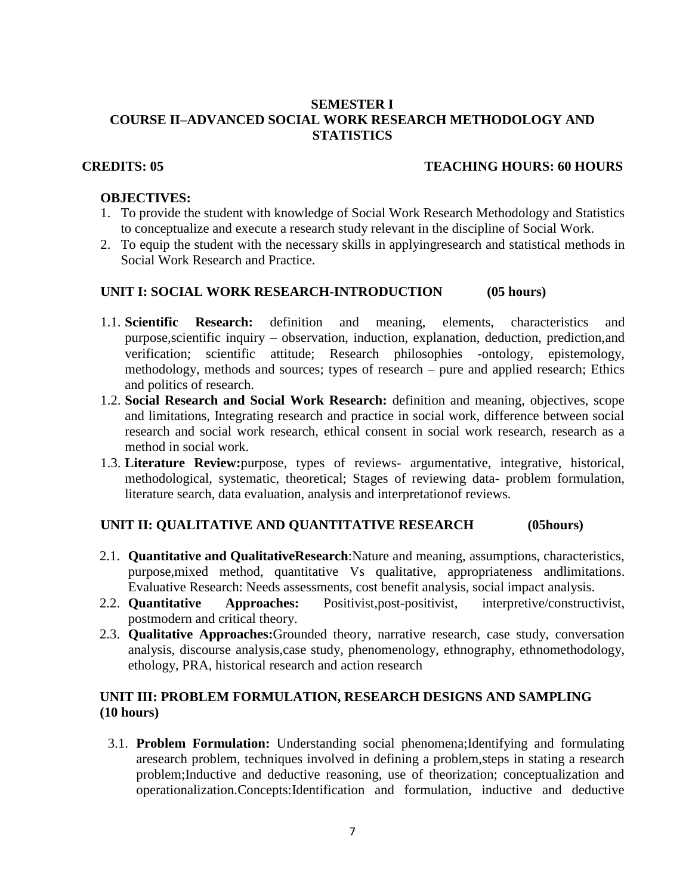## SEMESTER I
## COURSE II–ADVANCED SOCIAL WORK RESEARCH METHODOLOGY AND STATISTICS

**CREDITS: 05** **TEACHING HOURS: 60 HOURS**

**OBJECTIVES:**

1. To provide the student with knowledge of Social Work Research Methodology and Statistics to conceptualize and execute a research study relevant in the discipline of Social Work.
2. To equip the student with the necessary skills in applyingresearch and statistical methods in Social Work Research and Practice.

### UNIT I: SOCIAL WORK RESEARCH-INTRODUCTION (05 hours)

1.1. **Scientific Research:** definition and meaning, elements, characteristics and purpose,scientific inquiry – observation, induction, explanation, deduction, prediction,and verification; scientific attitude; Research philosophies -ontology, epistemology, methodology, methods and sources; types of research – pure and applied research; Ethics and politics of research.

1.2. **Social Research and Social Work Research:** definition and meaning, objectives, scope and limitations, Integrating research and practice in social work, difference between social research and social work research, ethical consent in social work research, research as a method in social work.

1.3. **Literature Review:**purpose, types of reviews- argumentative, integrative, historical, methodological, systematic, theoretical; Stages of reviewing data- problem formulation, literature search, data evaluation, analysis and interpretationof reviews.

### UNIT II: QUALITATIVE AND QUANTITATIVE RESEARCH (05hours)

2.1. **Quantitative and QualitativeResearch**:Nature and meaning, assumptions, characteristics, purpose,mixed method, quantitative Vs qualitative, appropriateness andlimitations. Evaluative Research: Needs assessments, cost benefit analysis, social impact analysis.

2.2. **Quantitative Approaches:** Positivist,post-positivist, interpretive/constructivist, postmodern and critical theory.

2.3. **Qualitative Approaches:**Grounded theory, narrative research, case study, conversation analysis, discourse analysis,case study, phenomenology, ethnography, ethnomethodology, ethology, PRA, historical research and action research

### UNIT III: PROBLEM FORMULATION, RESEARCH DESIGNS AND SAMPLING (10 hours)

3.1. **Problem Formulation:** Understanding social phenomena;Identifying and formulating aresearch problem, techniques involved in defining a problem,steps in stating a research problem;Inductive and deductive reasoning, use of theorization; conceptualization and operationalization.Concepts:Identification and formulation, inductive and deductive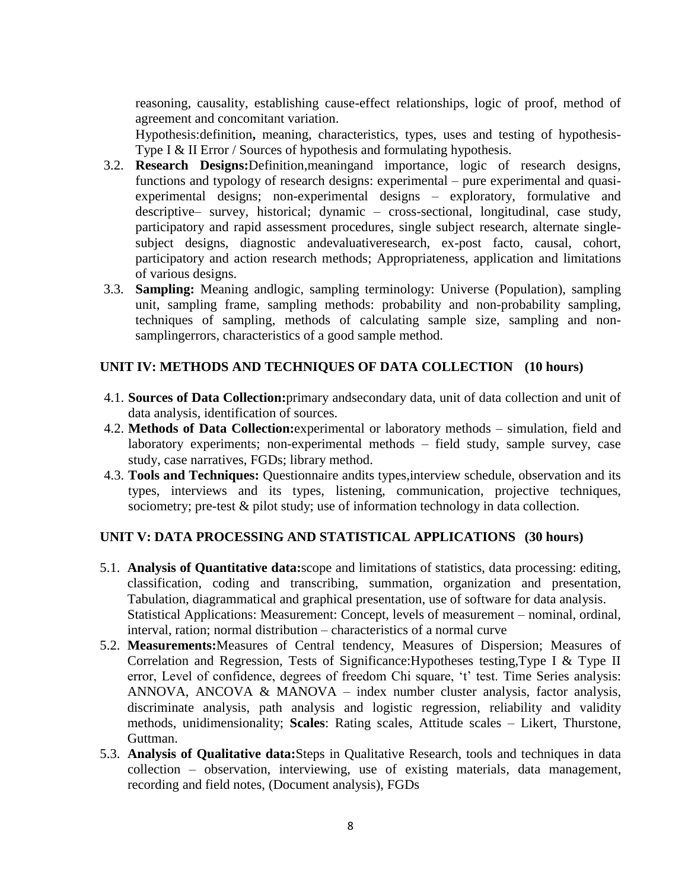reasoning, causality, establishing cause-effect relationships, logic of proof, method of agreement and concomitant variation.

Hypothesis:definition**,** meaning, characteristics, types, uses and testing of hypothesis- Type I & II Error / Sources of hypothesis and formulating hypothesis.

3.2. **Research Designs:**Definition,meaningand importance, logic of research designs, functions and typology of research designs: experimental – pure experimental and quasi-experimental designs; non-experimental designs – exploratory, formulative and descriptive– survey, historical; dynamic – cross-sectional, longitudinal, case study, participatory and rapid assessment procedures, single subject research, alternate single-subject designs, diagnostic andevaluativeresearch, ex-post facto, causal, cohort, participatory and action research methods; Appropriateness, application and limitations of various designs.

3.3. **Sampling:** Meaning andlogic, sampling terminology: Universe (Population), sampling unit, sampling frame, sampling methods: probability and non-probability sampling, techniques of sampling, methods of calculating sample size, sampling and non-samplingerrors, characteristics of a good sample method.

## UNIT IV: METHODS AND TECHNIQUES OF DATA COLLECTION (10 hours)

4.1. **Sources of Data Collection:**primary andsecondary data, unit of data collection and unit of data analysis, identification of sources.

4.2. **Methods of Data Collection:**experimental or laboratory methods – simulation, field and laboratory experiments; non-experimental methods – field study, sample survey, case study, case narratives, FGDs; library method.

4.3. **Tools and Techniques:** Questionnaire andits types,interview schedule, observation and its types, interviews and its types, listening, communication, projective techniques, sociometry; pre-test & pilot study; use of information technology in data collection.

## UNIT V: DATA PROCESSING AND STATISTICAL APPLICATIONS (30 hours)

5.1. **Analysis of Quantitative data:**scope and limitations of statistics, data processing: editing, classification, coding and transcribing, summation, organization and presentation, Tabulation, diagrammatical and graphical presentation, use of software for data analysis.

Statistical Applications: Measurement: Concept, levels of measurement – nominal, ordinal, interval, ration; normal distribution – characteristics of a normal curve

5.2. **Measurements:**Measures of Central tendency, Measures of Dispersion; Measures of Correlation and Regression, Tests of Significance:Hypotheses testing,Type I & Type II error, Level of confidence, degrees of freedom Chi square, 't' test. Time Series analysis: ANNOVA, ANCOVA & MANOVA – index number cluster analysis, factor analysis, discriminate analysis, path analysis and logistic regression, reliability and validity methods, unidimensionality; **Scales**: Rating scales, Attitude scales – Likert, Thurstone, Guttman.

5.3. **Analysis of Qualitative data:**Steps in Qualitative Research, tools and techniques in data collection – observation, interviewing, use of existing materials, data management, recording and field notes, (Document analysis), FGDs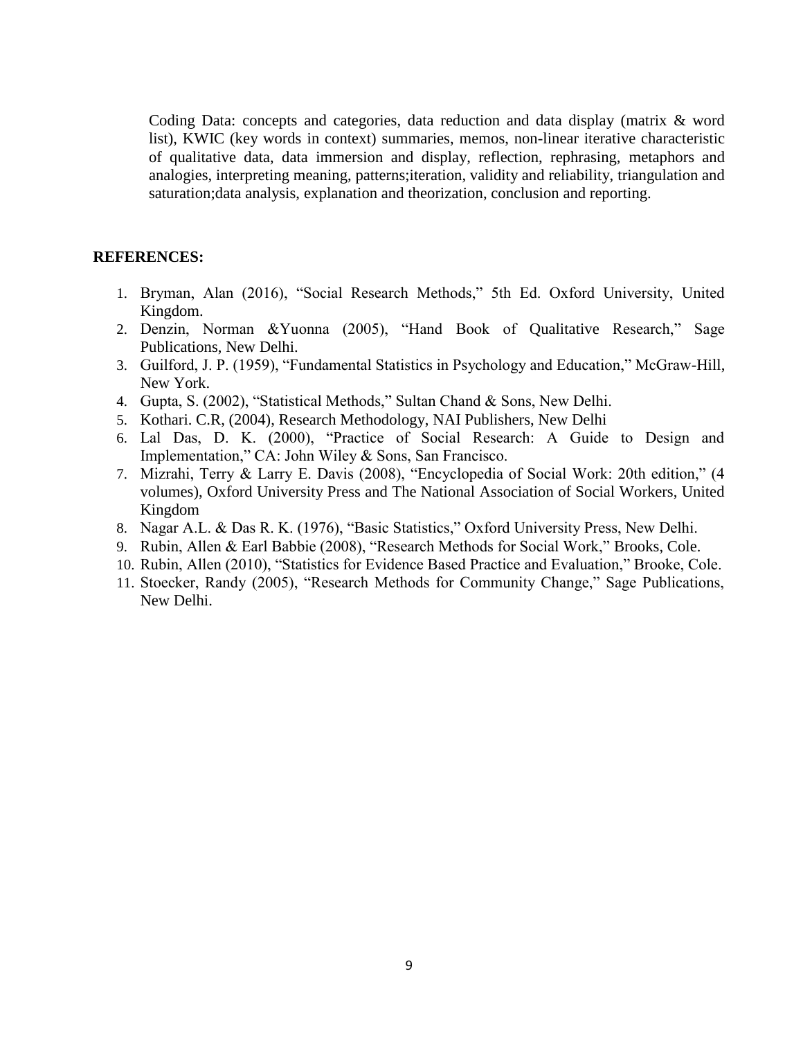Coding Data: concepts and categories, data reduction and data display (matrix & word list), KWIC (key words in context) summaries, memos, non-linear iterative characteristic of qualitative data, data immersion and display, reflection, rephrasing, metaphors and analogies, interpreting meaning, patterns;iteration, validity and reliability, triangulation and saturation;data analysis, explanation and theorization, conclusion and reporting.

**REFERENCES:**

1. Bryman, Alan (2016), "Social Research Methods," 5th Ed. Oxford University, United Kingdom.
2. Denzin, Norman &Yuonna (2005), "Hand Book of Qualitative Research," Sage Publications, New Delhi.
3. Guilford, J. P. (1959), "Fundamental Statistics in Psychology and Education," McGraw-Hill, New York.
4. Gupta, S. (2002), "Statistical Methods," Sultan Chand & Sons, New Delhi.
5. Kothari. C.R, (2004), Research Methodology, NAI Publishers, New Delhi
6. Lal Das, D. K. (2000), "Practice of Social Research: A Guide to Design and Implementation," CA: John Wiley & Sons, San Francisco.
7. Mizrahi, Terry & Larry E. Davis (2008), "Encyclopedia of Social Work: 20th edition," (4 volumes), Oxford University Press and The National Association of Social Workers, United Kingdom
8. Nagar A.L. & Das R. K. (1976), "Basic Statistics," Oxford University Press, New Delhi.
9. Rubin, Allen & Earl Babbie (2008), "Research Methods for Social Work," Brooks, Cole.
10. Rubin, Allen (2010), "Statistics for Evidence Based Practice and Evaluation," Brooke, Cole.
11. Stoecker, Randy (2005), "Research Methods for Community Change," Sage Publications, New Delhi.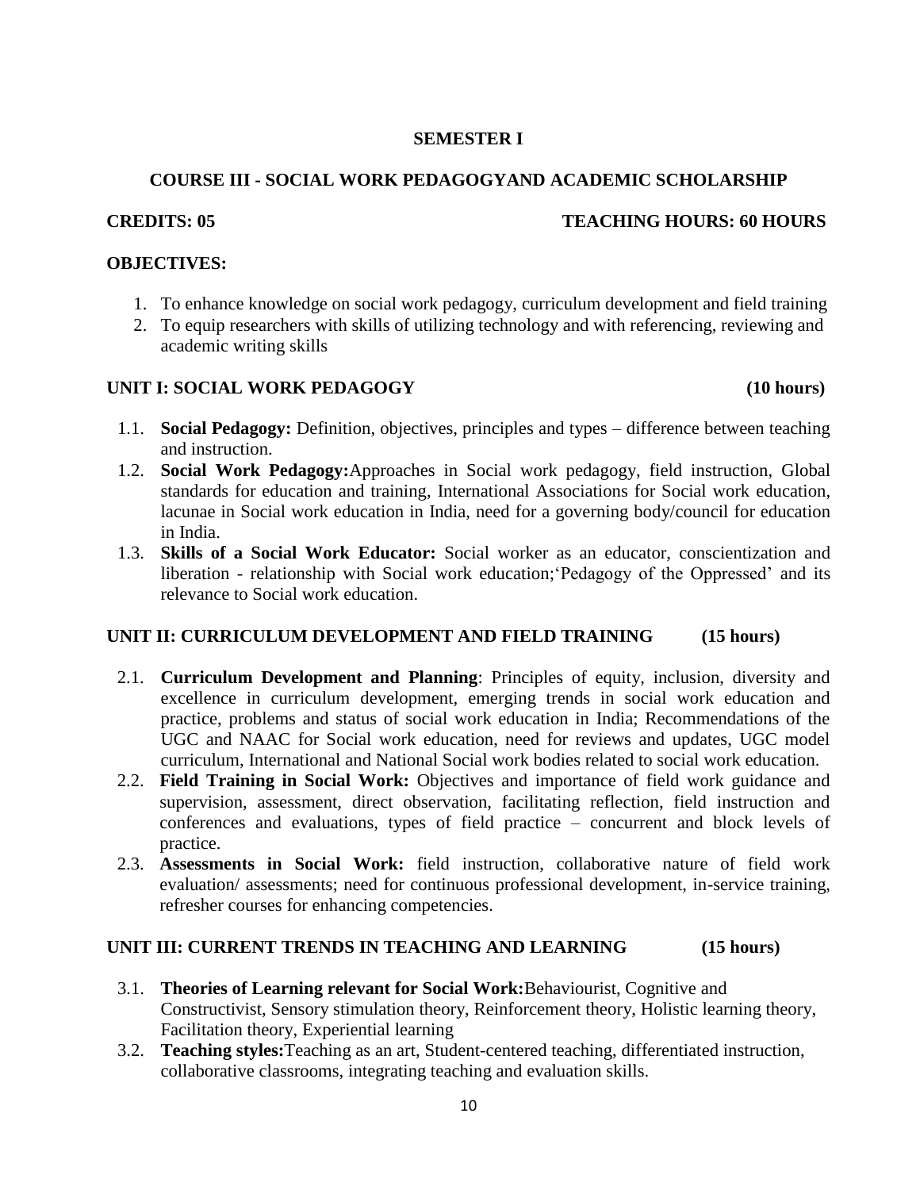## SEMESTER I

## COURSE III - SOCIAL WORK PEDAGOGYAND ACADEMIC SCHOLARSHIP

**CREDITS: 05** **TEACHING HOURS: 60 HOURS**

**OBJECTIVES:**

1. To enhance knowledge on social work pedagogy, curriculum development and field training
2. To equip researchers with skills of utilizing technology and with referencing, reviewing and academic writing skills

### UNIT I: SOCIAL WORK PEDAGOGY (10 hours)

1.1. **Social Pedagogy:** Definition, objectives, principles and types – difference between teaching and instruction.

1.2. **Social Work Pedagogy:**Approaches in Social work pedagogy, field instruction, Global standards for education and training, International Associations for Social work education, lacunae in Social work education in India, need for a governing body/council for education in India.

1.3. **Skills of a Social Work Educator:** Social worker as an educator, conscientization and liberation - relationship with Social work education;'Pedagogy of the Oppressed' and its relevance to Social work education.

### UNIT II: CURRICULUM DEVELOPMENT AND FIELD TRAINING (15 hours)

2.1. **Curriculum Development and Planning**: Principles of equity, inclusion, diversity and excellence in curriculum development, emerging trends in social work education and practice, problems and status of social work education in India; Recommendations of the UGC and NAAC for Social work education, need for reviews and updates, UGC model curriculum, International and National Social work bodies related to social work education.

2.2. **Field Training in Social Work:** Objectives and importance of field work guidance and supervision, assessment, direct observation, facilitating reflection, field instruction and conferences and evaluations, types of field practice – concurrent and block levels of practice.

2.3. **Assessments in Social Work:** field instruction, collaborative nature of field work evaluation/ assessments; need for continuous professional development, in-service training, refresher courses for enhancing competencies.

### UNIT III: CURRENT TRENDS IN TEACHING AND LEARNING (15 hours)

3.1. **Theories of Learning relevant for Social Work:**Behaviourist, Cognitive and Constructivist, Sensory stimulation theory, Reinforcement theory, Holistic learning theory, Facilitation theory, Experiential learning

3.2. **Teaching styles:**Teaching as an art, Student-centered teaching, differentiated instruction, collaborative classrooms, integrating teaching and evaluation skills.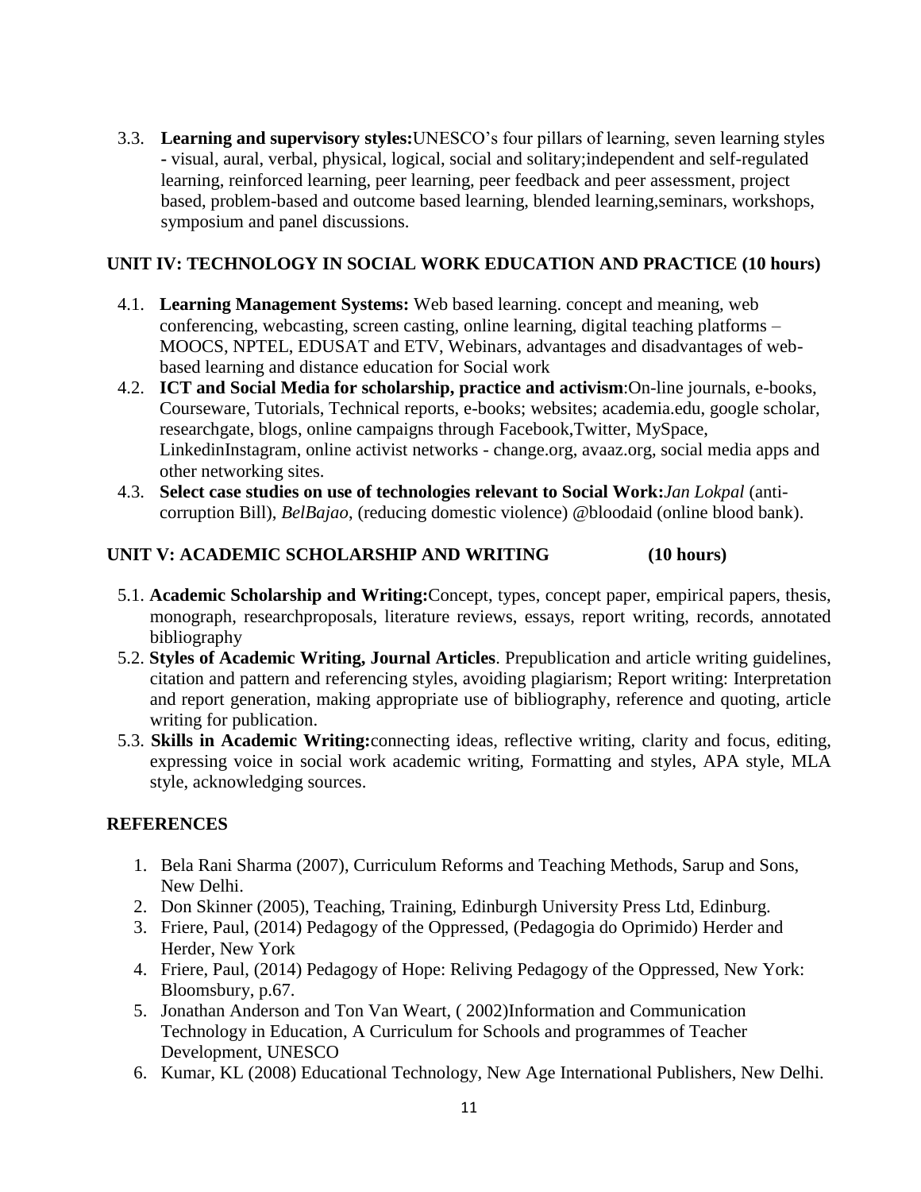3.3. **Learning and supervisory styles:**UNESCO's four pillars of learning, seven learning styles - visual, aural, verbal, physical, logical, social and solitary;independent and self-regulated learning, reinforced learning, peer learning, peer feedback and peer assessment, project based, problem-based and outcome based learning, blended learning,seminars, workshops, symposium and panel discussions.

## UNIT IV: TECHNOLOGY IN SOCIAL WORK EDUCATION AND PRACTICE (10 hours)

4.1. **Learning Management Systems:** Web based learning. concept and meaning, web conferencing, webcasting, screen casting, online learning, digital teaching platforms – MOOCS, NPTEL, EDUSAT and ETV, Webinars, advantages and disadvantages of web-based learning and distance education for Social work

4.2. **ICT and Social Media for scholarship, practice and activism**:On-line journals, e-books, Courseware, Tutorials, Technical reports, e-books; websites; academia.edu, google scholar, researchgate, blogs, online campaigns through Facebook,Twitter, MySpace, LinkedinInstagram, online activist networks - change.org, avaaz.org, social media apps and other networking sites.

4.3. **Select case studies on use of technologies relevant to Social Work:**_Jan Lokpal_ (anti-corruption Bill), _BelBajao_, (reducing domestic violence) @bloodaid (online blood bank).

## UNIT V: ACADEMIC SCHOLARSHIP AND WRITING (10 hours)

5.1. **Academic Scholarship and Writing:**Concept, types, concept paper, empirical papers, thesis, monograph, researchproposals, literature reviews, essays, report writing, records, annotated bibliography

5.2. **Styles of Academic Writing, Journal Articles**. Prepublication and article writing guidelines, citation and pattern and referencing styles, avoiding plagiarism; Report writing: Interpretation and report generation, making appropriate use of bibliography, reference and quoting, article writing for publication.

5.3. **Skills in Academic Writing:**connecting ideas, reflective writing, clarity and focus, editing, expressing voice in social work academic writing, Formatting and styles, APA style, MLA style, acknowledging sources.

## REFERENCES

1. Bela Rani Sharma (2007), Curriculum Reforms and Teaching Methods, Sarup and Sons, New Delhi.
2. Don Skinner (2005), Teaching, Training, Edinburgh University Press Ltd, Edinburg.
3. Friere, Paul, (2014) Pedagogy of the Oppressed, (Pedagogia do Oprimido) Herder and Herder, New York
4. Friere, Paul, (2014) Pedagogy of Hope: Reliving Pedagogy of the Oppressed, New York: Bloomsbury, p.67.
5. Jonathan Anderson and Ton Van Weart, ( 2002)Information and Communication Technology in Education, A Curriculum for Schools and programmes of Teacher Development, UNESCO
6. Kumar, KL (2008) Educational Technology, New Age International Publishers, New Delhi.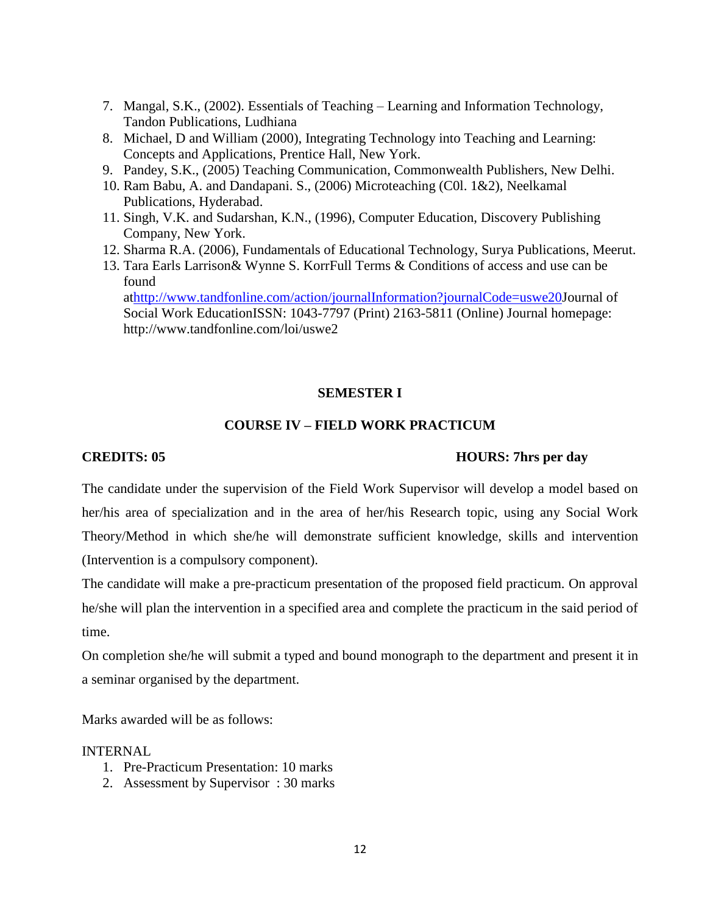7. Mangal, S.K., (2002). Essentials of Teaching – Learning and Information Technology, Tandon Publications, Ludhiana
8. Michael, D and William (2000), Integrating Technology into Teaching and Learning: Concepts and Applications, Prentice Hall, New York.
9. Pandey, S.K., (2005) Teaching Communication, Commonwealth Publishers, New Delhi.
10. Ram Babu, A. and Dandapani. S., (2006) Microteaching (C0l. 1&2), Neelkamal Publications, Hyderabad.
11. Singh, V.K. and Sudarshan, K.N., (1996), Computer Education, Discovery Publishing Company, New York.
12. Sharma R.A. (2006), Fundamentals of Educational Technology, Surya Publications, Meerut.
13. Tara Earls Larrison& Wynne S. KorrFull Terms & Conditions of access and use can be found athttp://www.tandfonline.com/action/journalInformation?journalCode=uswe20Journal of Social Work EducationISSN: 1043-7797 (Print) 2163-5811 (Online) Journal homepage: http://www.tandfonline.com/loi/uswe2

**SEMESTER I**

**COURSE IV – FIELD WORK PRACTICUM**

**CREDITS: 05** **HOURS: 7hrs per day**

The candidate under the supervision of the Field Work Supervisor will develop a model based on her/his area of specialization and in the area of her/his Research topic, using any Social Work Theory/Method in which she/he will demonstrate sufficient knowledge, skills and intervention (Intervention is a compulsory component).

The candidate will make a pre-practicum presentation of the proposed field practicum. On approval he/she will plan the intervention in a specified area and complete the practicum in the said period of time.

On completion she/he will submit a typed and bound monograph to the department and present it in a seminar organised by the department.

Marks awarded will be as follows:

INTERNAL

1. Pre-Practicum Presentation: 10 marks
2. Assessment by Supervisor : 30 marks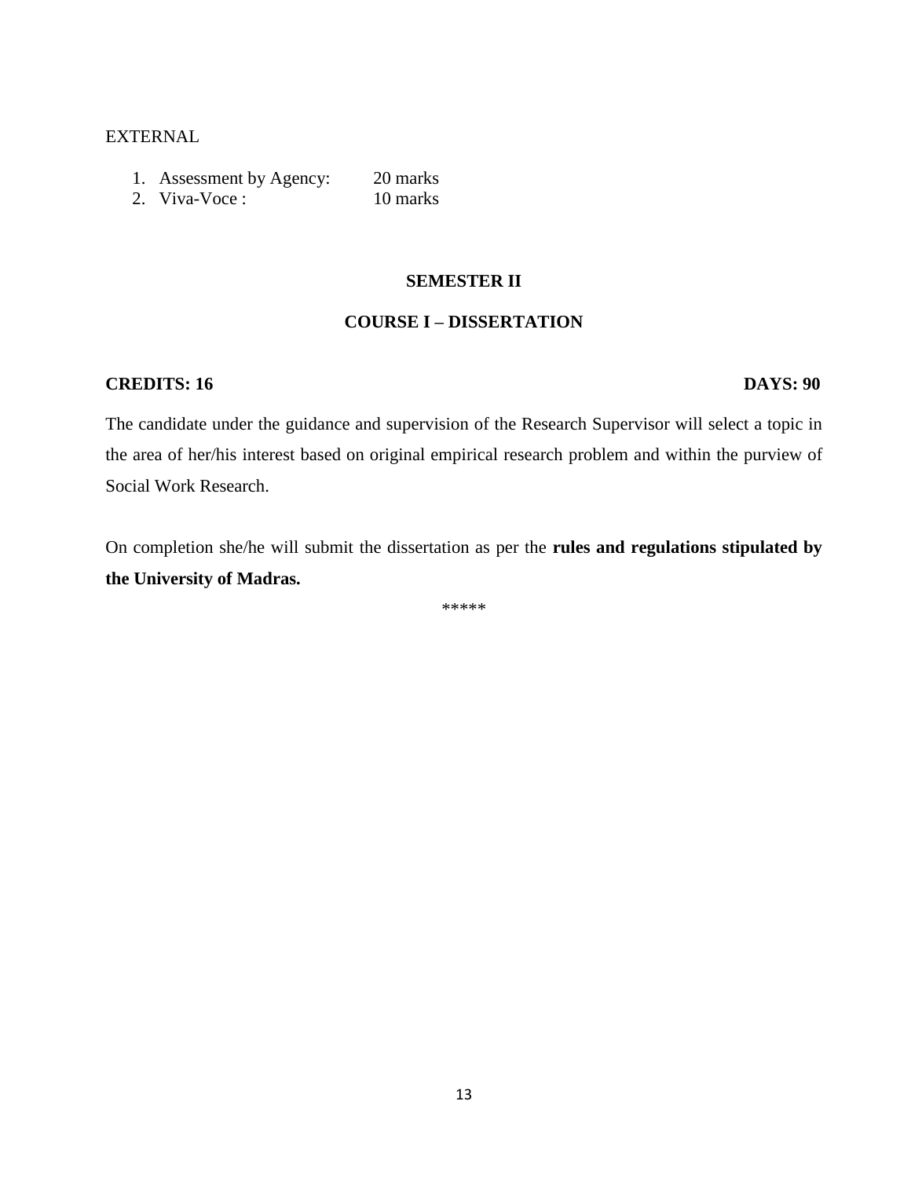EXTERNAL

1. Assessment by Agency: 20 marks
2. Viva-Voce : 10 marks

**SEMESTER II**

**COURSE I – DISSERTATION**

**CREDITS: 16** **DAYS: 90**

The candidate under the guidance and supervision of the Research Supervisor will select a topic in the area of her/his interest based on original empirical research problem and within the purview of Social Work Research.

On completion she/he will submit the dissertation as per the **rules and regulations stipulated by the University of Madras.**

*****